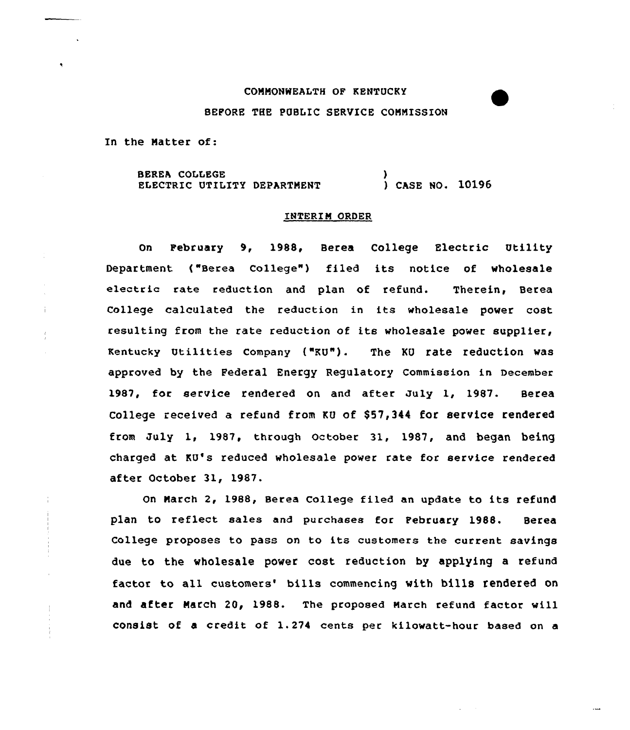COMMONWEALTH OF KENTUCKY

BEFORE THE PUBLIC SERVICE COMMISSION

In the Matter of:

BEREA COLLEGE
ELECTRIC UTILITY DEPARTMENT ) CASE NO. 10196

## INTERIM ORDER

On February 9, 1988, Berea College Electric Utility Department ("Berea College") filed its notice of wholesale electric rate reduction and plan of refund. Therein, Berea College calculated the reduction in its wholesale power cost resulting from the rate reduction of its wholesale power supplier, Kentucky Utilities Company ("KU"). The KU rate reduction was approved by the Federal Energy Regulatory Commission in December 1987, for service rendered on and after July 1, 1987. Berea College received a refund from KU of $57,344 for service rendered from July 1, 1987, through October 31, 1987, and began being charged at KU's reduced wholesale power rate for service rendered after October 31, 1987.

On March 2, 1988, Berea College filed an update to its refund plan to reflect sales and purchases for February 1988. Berea College proposes to pass on to its customers the current savings due to the wholesale power cost reduction by applying a refund factor to all customers' bills commencing with bills rendered on and after March 20, 1988. The proposed March refund factor will consist of a credit of 1.274 cents per kilowatt-hour based on a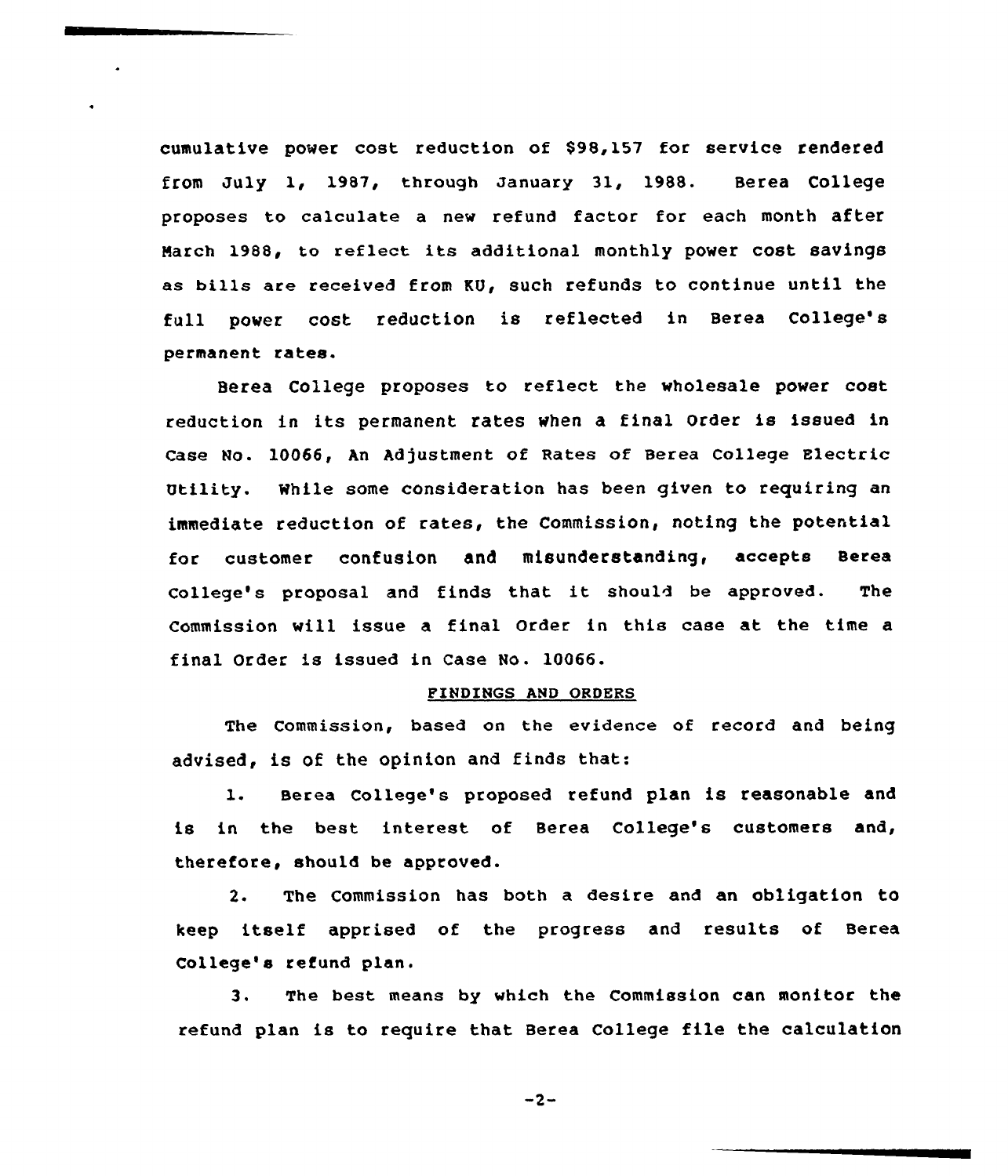cumulative power cost reduction of $98,157 for service rendered from July 1, 1987, through January 31, 1988. Berea College proposes to calculate a new refund factor for each month after March 1988, to reflect its additional monthly power cost savings as bills are received from KU, such refunds to continue until the full power cost reduction is reflected in Berea College's permanent rates.

Berea College proposes to reflect the wholesale power cost reduction in its permanent rates when a final Order is issued in Case No. 10066, An Adjustment of Rates of Berea College Electric Utility. While some consideration has been given to requiring an immediate reduction of rates, the Commission, noting the potential for customer confusion and misunderstanding, accepts Berea College's proposal and finds that it should be approved. The Commission will issue a final Order in this case at the time a final Order is issued in Case No. 10066.

FINDINGS AND ORDERS

The Commission, based on the evidence of record and being advised, is of the opinion and finds that:

1. Berea College's proposed refund plan is reasonable and is in the best interest of Berea College's customers and, therefore, should be approved.

2. The Commission has both a desire and an obligation to keep itself apprised of the progress and results of Berea College's refund plan.

3. The best means by which the Commission can monitor the refund plan is to require that Berea College file the calculation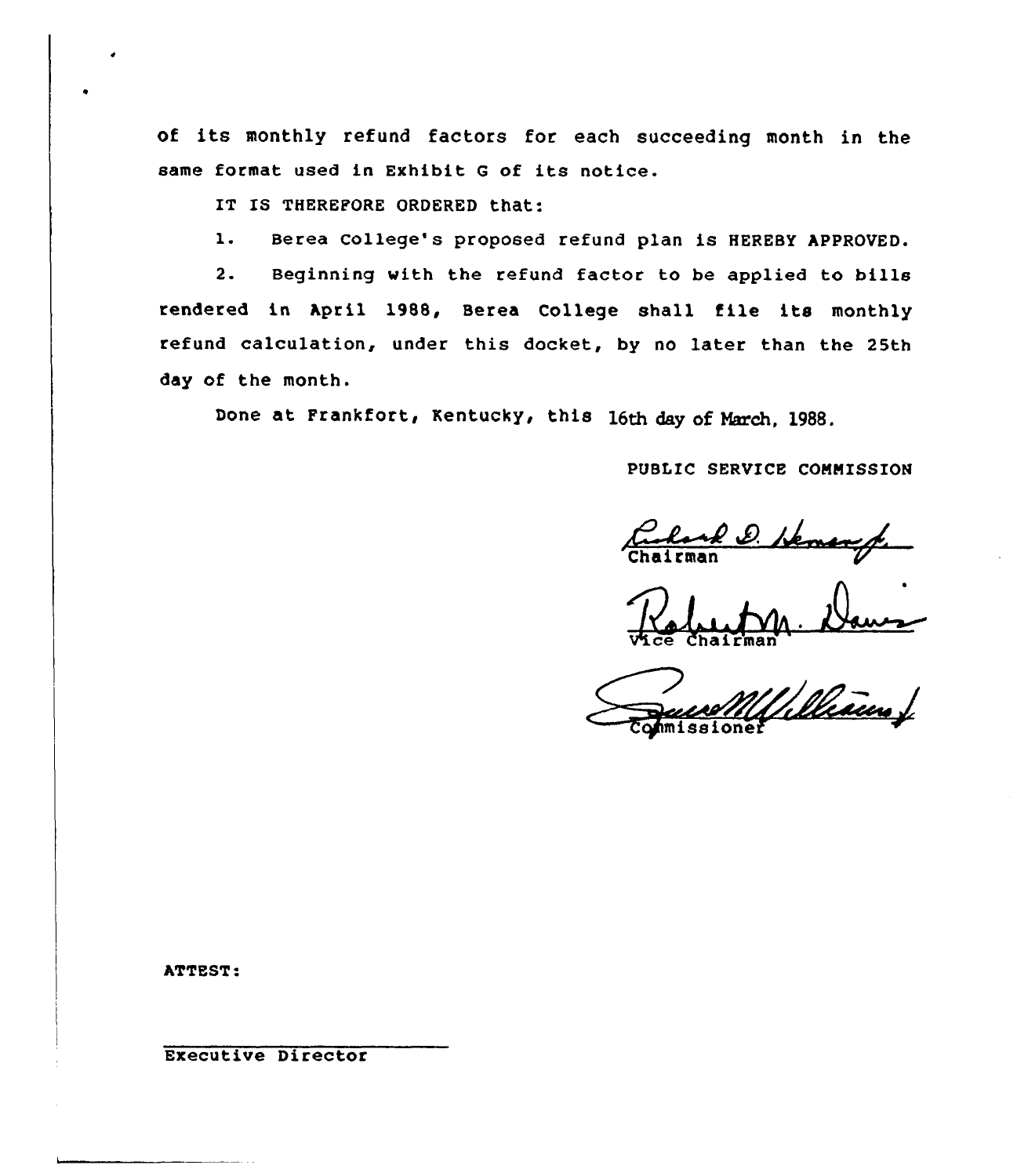of its monthly refund factors for each succeeding month in the same format used in Exhibit G of its notice.

IT IS THEREFORE ORDERED that:

1. Berea College's proposed refund plan is HEREBY APPROVED.

2. Beginning with the refund factor to be applied to bills rendered in April 1988, Berea College shall file its monthly refund calculation, under this docket, by no later than the 25th day of the month.

Done at Frankfort, Kentucky, this 16th day of March, 1988.

PUBLIC SERVICE COMMISSION

Chairman

Vice Chairman

Commissioner

ATTEST:

Executive Director